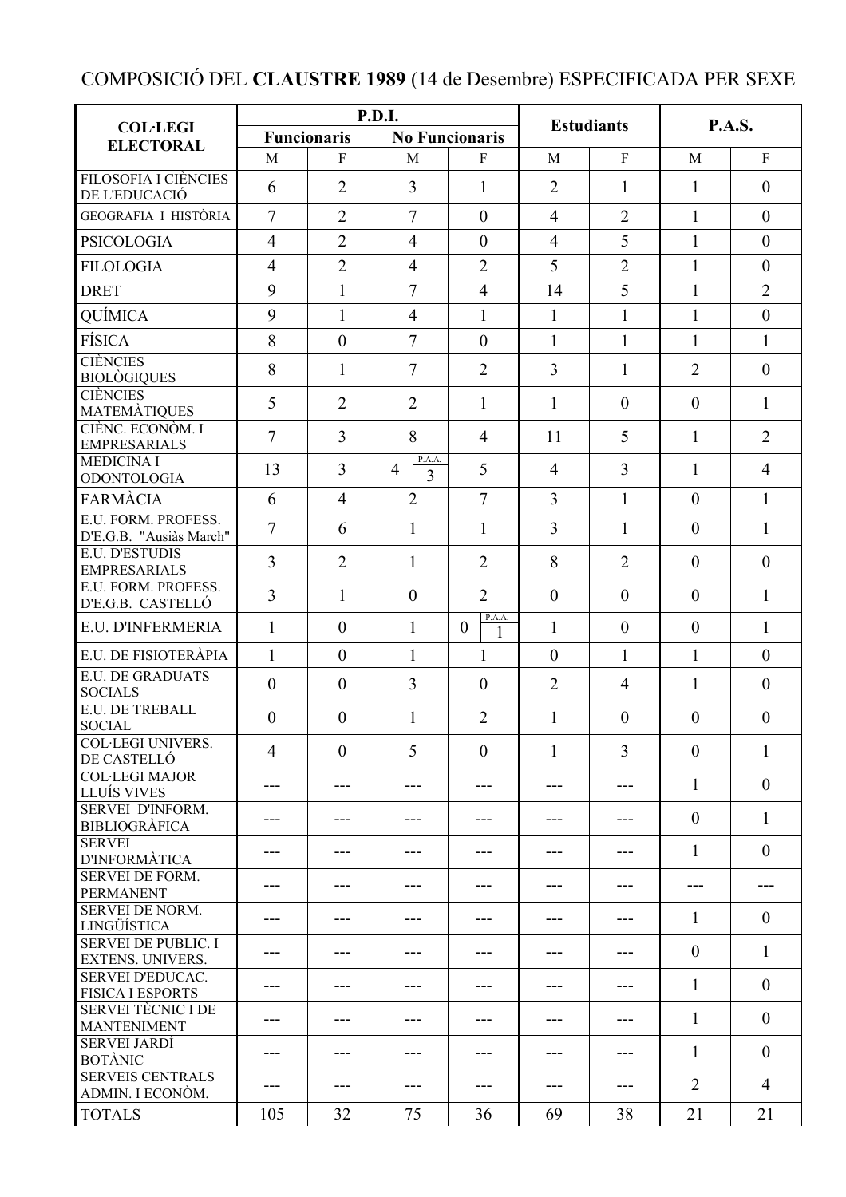COMPOSICIÓ DEL **CLAUSTRE 1989** (14 de Desembre) ESPECIFICADA PER SEXE

| COL·LEGI ELECTORAL | P.D.I. | | | | Estudiants | | P.A.S. | |
|---|---|---|---|---|---|---|---|---|
| | Funcionaris | | No Funcionaris | | | | | |
| | M | F | M | F | M | F | M | F |
| FILOSOFIA I CIÈNCIES DE L'EDUCACIÓ | 6 | 2 | 3 | 1 | 2 | 1 | 1 | 0 |
| GEOGRAFIA I HISTÒRIA | 7 | 2 | 7 | 0 | 4 | 2 | 1 | 0 |
| PSICOLOGIA | 4 | 2 | 4 | 0 | 4 | 5 | 1 | 0 |
| FILOLOGIA | 4 | 2 | 4 | 2 | 5 | 2 | 1 | 0 |
| DRET | 9 | 1 | 7 | 4 | 14 | 5 | 1 | 2 |
| QUÍMICA | 9 | 1 | 4 | 1 | 1 | 1 | 1 | 0 |
| FÍSICA | 8 | 0 | 7 | 0 | 1 | 1 | 1 | 1 |
| CIÈNCIES BIOLÒGIQUES | 8 | 1 | 7 | 2 | 3 | 1 | 2 | 0 |
| CIÈNCIES MATEMÀTIQUES | 5 | 2 | 2 | 1 | 1 | 0 | 0 | 1 |
| CIÈNC. ECONÒM. I EMPRESARIALS | 7 | 3 | 8 | 4 | 11 | 5 | 1 | 2 |
| MEDICINA I ODONTOLOGIA | 13 | 3 | 4 (P.A.A. 3) | 5 | 4 | 3 | 1 | 4 |
| FARMÀCIA | 6 | 4 | 2 | 7 | 3 | 1 | 0 | 1 |
| E.U. FORM. PROFESS. D'E.G.B. "Ausiàs March" | 7 | 6 | 1 | 1 | 3 | 1 | 0 | 1 |
| E.U. D'ESTUDIS EMPRESARIALS | 3 | 2 | 1 | 2 | 8 | 2 | 0 | 0 |
| E.U. FORM. PROFESS. D'E.G.B. CASTELLÓ | 3 | 1 | 0 | 2 | 0 | 0 | 0 | 1 |
| E.U. D'INFERMERIA | 1 | 0 | 1 | 0 (P.A.A. 1) | 1 | 0 | 0 | 1 |
| E.U. DE FISIOTERÀPIA | 1 | 0 | 1 | 1 | 0 | 1 | 1 | 0 |
| E.U. DE GRADUATS SOCIALS | 0 | 0 | 3 | 0 | 2 | 4 | 1 | 0 |
| E.U. DE TREBALL SOCIAL | 0 | 0 | 1 | 2 | 1 | 0 | 0 | 0 |
| COL·LEGI UNIVERS. DE CASTELLÓ | 4 | 0 | 5 | 0 | 1 | 3 | 0 | 1 |
| COL·LEGI MAJOR LLUÍS VIVES | --- | --- | --- | --- | --- | --- | 1 | 0 |
| SERVEI D'INFORM. BIBLIOGRÀFICA | --- | --- | --- | --- | --- | --- | 0 | 1 |
| SERVEI D'INFORMÀTICA | --- | --- | --- | --- | --- | --- | 1 | 0 |
| SERVEI DE FORM. PERMANENT | --- | --- | --- | --- | --- | --- | --- | --- |
| SERVEI DE NORM. LINGÜÍSTICA | --- | --- | --- | --- | --- | --- | 1 | 0 |
| SERVEI DE PUBLIC. I EXTENS. UNIVERS. | --- | --- | --- | --- | --- | --- | 0 | 1 |
| SERVEI D'EDUCAC. FISICA I ESPORTS | --- | --- | --- | --- | --- | --- | 1 | 0 |
| SERVEI TÈCNIC I DE MANTENIMENT | --- | --- | --- | --- | --- | --- | 1 | 0 |
| SERVEI JARDÍ BOTÀNIC | --- | --- | --- | --- | --- | --- | 1 | 0 |
| SERVEIS CENTRALS ADMIN. I ECONÒM. | --- | --- | --- | --- | --- | --- | 2 | 4 |
| TOTALS | 105 | 32 | 75 | 36 | 69 | 38 | 21 | 21 |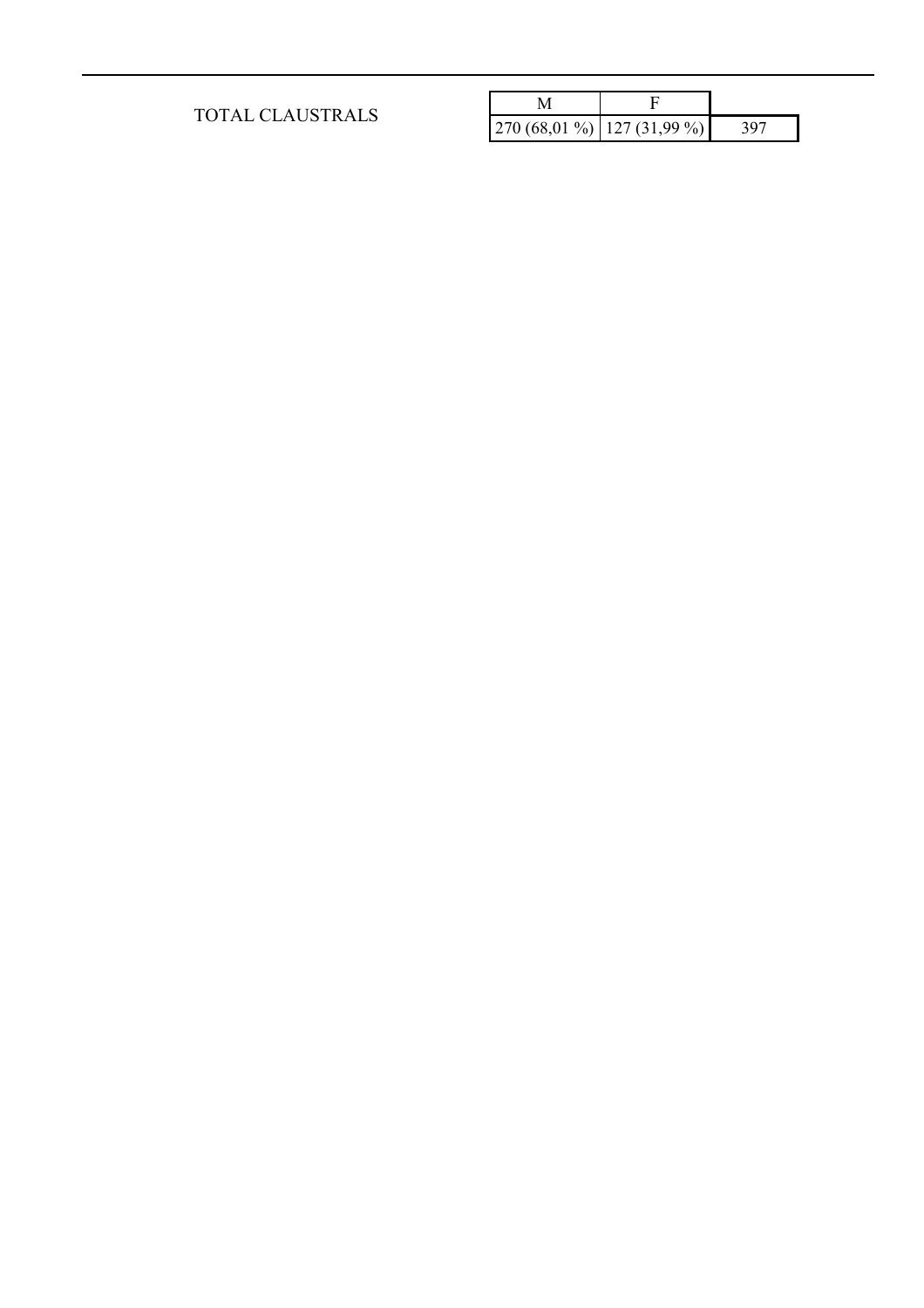TOTAL CLAUSTRALS

| M | F | |
|---|---|---|
| 270 (68,01 %) | 127 (31,99 %) | 397 |